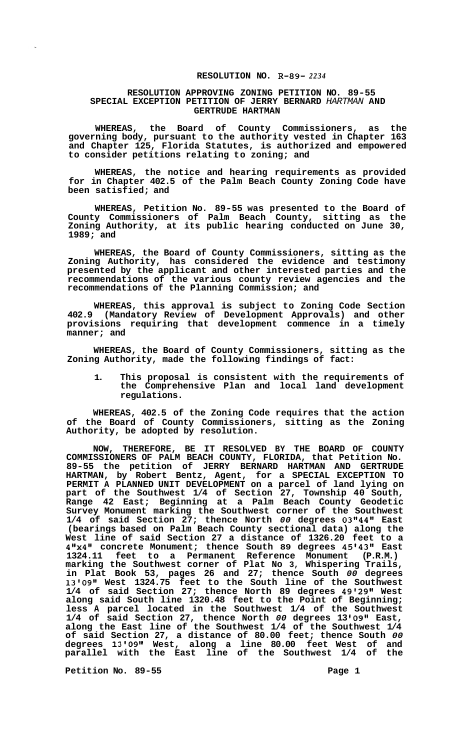**RESOLUTION NO. R-89- 2234**

**RESOLUTION APPROVING ZONING PETITION NO. 89-55 SPECIAL EXCEPTION PETITION OF JERRY BERNARD HARTMAN AND GERTRUDE HARTMAN**

**WHEREAS, the Board of County Commissioners, as the governing body, pursuant to the authority vested in Chapter 163 and Chapter 125, Florida Statutes, is authorized and empowered to consider petitions relating to zoning; and**

**WHEREAS, the notice and hearing requirements as provided for in Chapter 402.5 of the Palm Beach County Zoning Code have been satisfied; and**

**WHEREAS, Petition No. 89-55 was presented to the Board of County Commissioners of Palm Beach County, sitting as the Zoning Authority, at its public hearing conducted on June 30, 1989; and**

**WHEREAS, the Board of County Commissioners, sitting as the Zoning Authority, has considered the evidence and testimony presented by the applicant and other interested parties and the recommendations of the various county review agencies and the recommendations of the Planning Commission; and**

**WHEREAS, this approval is subject to Zoning Code Section 402.9 (Mandatory Review of Development Approvals) and other provisions requiring that development commence in a timely manner; and**

**WHEREAS, the Board of County Commissioners, sitting as the Zoning Authority, made the following findings of fact:**

1. **This proposal is consistent with the requirements of the Comprehensive Plan and local land development regulations.**

**WHEREAS, 402.5 of the Zoning Code requires that the action of the Board of County Commissioners, sitting as the Zoning Authority, be adopted by resolution.**

**NOW, THEREFORE, BE IT RESOLVED BY THE BOARD OF COUNTY COMMISSIONERS OF PALM BEACH COUNTY, FLORIDA, that Petition No. 89-55 the petition of JERRY BERNARD HARTMAN AND GERTRUDE HARTMAN, by Robert Bentz, Agent, for a SPECIAL EXCEPTION TO PERMIT A PLANNED UNIT DEVELOPMENT on a parcel of land lying on part of the Southwest 1/4 of Section 27, Township 40 South, Range 42 East; Beginning at a Palm Beach County Geodetic Survey Monument marking the Southwest corner of the Southwest 1/4 of said Section 27; thence North 00 degrees 03"44" East (bearings based on Palm Beach County sectional data) along the West line of said Section 27 a distance of 1326.20 feet to a 4"x4" concrete Monument; thence South 89 degrees 45'43" East 1324.11 feet to a Permanent Reference Monument (P.R.M.) marking the Southwest corner of Plat No 3, Whispering Trails, in Plat Book 53, pages 26 and 27; thence South 00 degrees 13'09" West 1324.75 feet to the South line of the Southwest 1/4 of said Section 27; thence North 89 degrees 49'29" West along said South line 1320.48 feet to the Point of Beginning; less A parcel located in the Southwest 1/4 of the Southwest 1/4 of said Section 27, thence North 00 degrees 13'09" East, along the East line of the Southwest 1/4 of the Southwest 1/4 of said Section 27, a distance of 80.00 feet; thence South 00 degrees 13'09" West, along a line 80.00 feet West of and parallel with the East line of the Southwest 1/4 of the**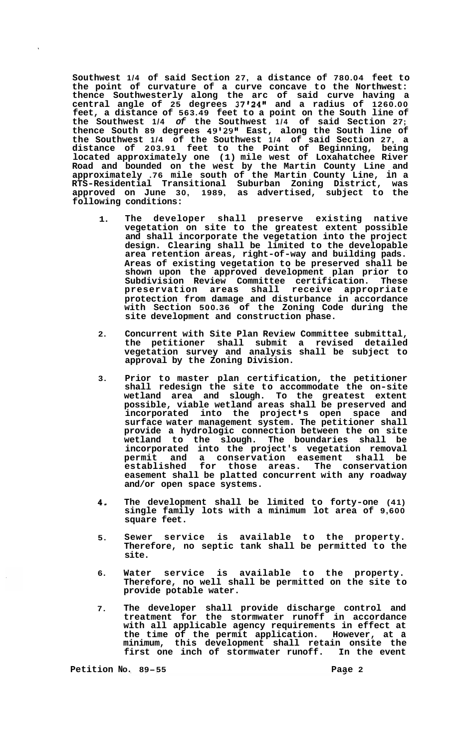Southwest 1/4 of said Section 27, a distance of 780.04 feet to the point of curvature of a curve concave to the Northwest: thence Southwesterly along the arc of said curve having a central angle of 25 degrees 37'24" and a radius of 1260.00 feet, a distance of 563.49 feet to a point on the South line of the Southwest 1/4 *of* the Southwest 1/4 of said Section 27; thence South 89 degrees 49'29" East, along the South line of the Southwest 1/4 of the Southwest 1/4 of said Section 27, a distance of 203.91 feet to the Point of Beginning, being located approximately one (1) mile west of Loxahatchee River Road and bounded on the west by the Martin County Line and approximately .76 mile south of the Martin County Line, in a RTS-Residential Transitional Suburban Zoning District, was approved on June 30, 1989, as advertised, subject to the following conditions:

1. The developer shall preserve existing native vegetation on site to the greatest extent possible and shall incorporate the vegetation into the project design. Clearing shall be limited to the developable area retention areas, right-of-way and building pads. Areas of existing vegetation to be preserved shall be shown upon the approved development plan prior to Subdivision Review Committee certification. These preservation areas shall receive appropriate protection from damage and disturbance in accordance with Section 500.36 of the Zoning Code during the site development and construction phase.

2. Concurrent with Site Plan Review Committee submittal, the petitioner shall submit a revised detailed vegetation survey and analysis shall be subject to approval by the Zoning Division.

3. Prior to master plan certification, the petitioner shall redesign the site to accommodate the on-site wetland area and slough. To the greatest extent possible, viable wetland areas shall be preserved and incorporated into the project's open space and surface water management system. The petitioner shall provide a hydrologic connection between the on site wetland to the slough. The boundaries shall be incorporated into the project's vegetation removal permit and a conservation easement shall be established for those areas. The conservation easement shall be platted concurrent with any roadway and/or open space systems.

4. The development shall be limited to forty-one (41) single family lots with a minimum lot area of 9,600 square feet.

5. Sewer service is available to the property. Therefore, no septic tank shall be permitted to the site.

6. Water service is available to the property. Therefore, no well shall be permitted on the site to provide potable water.

7. The developer shall provide discharge control and treatment for the stormwater runoff in accordance with all applicable agency requirements in effect at the time of the permit application. However, at a minimum, this development shall retain onsite the first one inch of stormwater runoff. In the event

Petition No. 89-55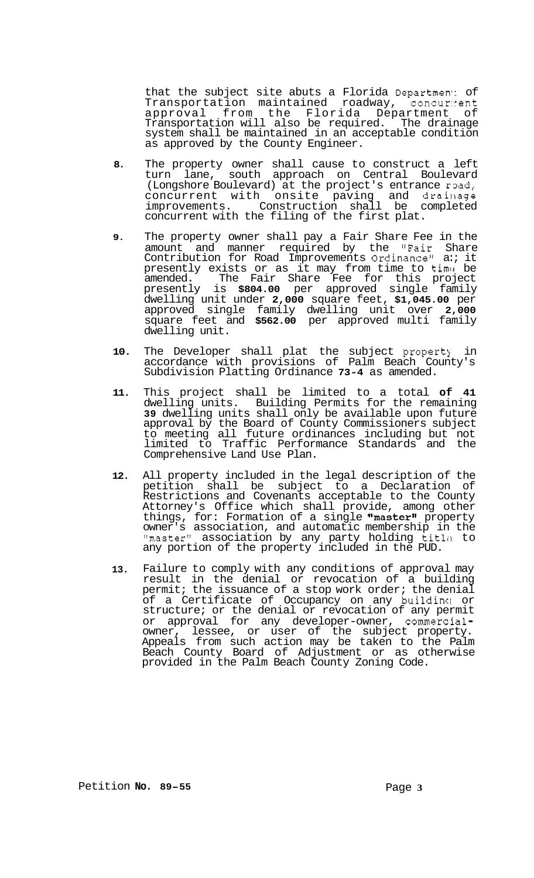that the subject site abuts a Florida Department of Transportation maintained roadway, concurrent approval from the Florida Department of Transportation will also be required. The drainage system shall be maintained in an acceptable condition as approved by the County Engineer.

8. The property owner shall cause to construct a left turn lane, south approach on Central Boulevard (Longshore Boulevard) at the project's entrance road, concurrent with onsite paving and drainage improvements. Construction shall be completed concurrent with the filing of the first plat.

9. The property owner shall pay a Fair Share Fee in the amount and manner required by the "Fair Share Contribution for Road Improvements Ordinance" as it presently exists or as it may from time to time be amended. The Fair Share Fee for this project presently is **$804.00** per approved single family dwelling unit under **2,000** square feet, **$1,045.00** per approved single family dwelling unit over **2,000** square feet and **$562.00** per approved multi family dwelling unit.

10. The Developer shall plat the subject property in accordance with provisions of Palm Beach County's Subdivision Platting Ordinance **73-4** as amended.

11. This project shall be limited to a total **of 41** dwelling units. Building Permits for the remaining **39** dwelling units shall only be available upon future approval by the Board of County Commissioners subject to meeting all future ordinances including but not limited to Traffic Performance Standards and the Comprehensive Land Use Plan.

12. All property included in the legal description of the petition shall be subject to a Declaration of Restrictions and Covenants acceptable to the County Attorney's Office which shall provide, among other things, for: Formation of a single **"master"** property owner's association, and automatic membership in the "master" association by any party holding title to any portion of the property included in the PUD.

13. Failure to comply with any conditions of approval may result in the denial or revocation of a building permit; the issuance of a stop work order; the denial of a Certificate of Occupancy on any building or structure; or the denial or revocation of any permit or approval for any developer-owner, commercial-owner, lessee, or user of the subject property. Appeals from such action may be taken to the Palm Beach County Board of Adjustment or as otherwise provided in the Palm Beach County Zoning Code.

Petition **No. 89-55**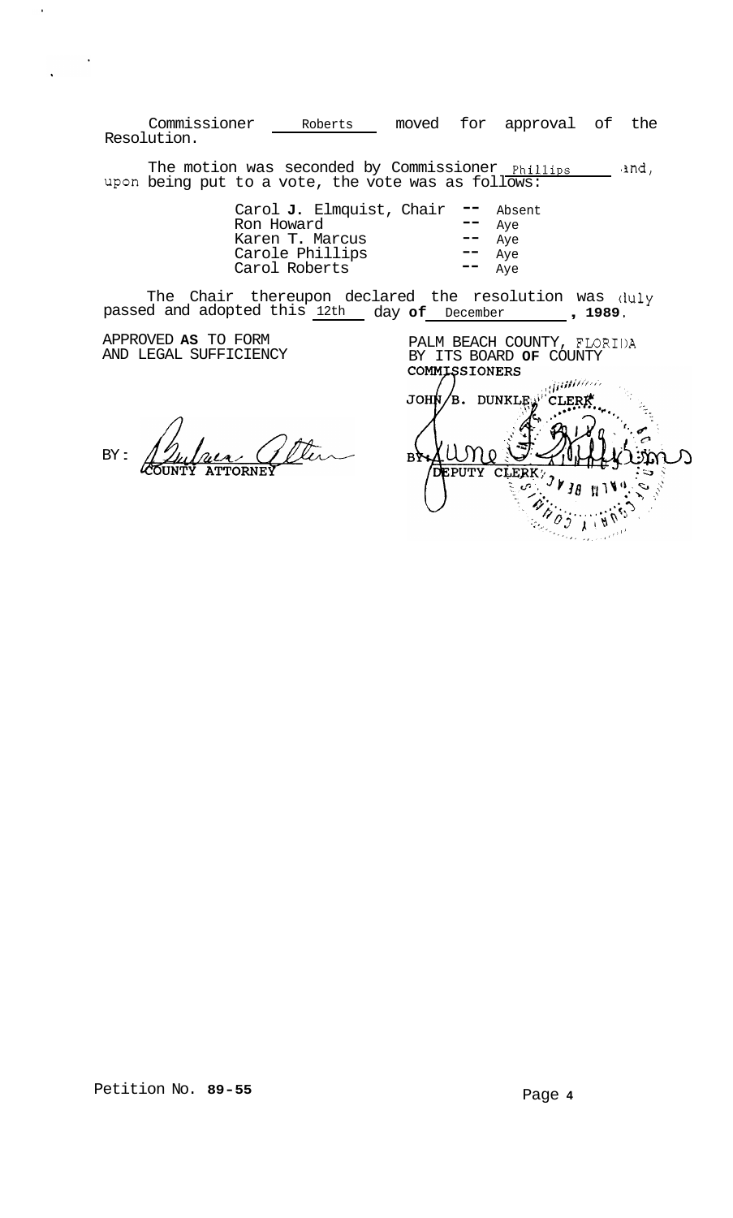Commissioner Roberts moved for approval of the Resolution.

The motion was seconded by Commissioner Phillips and, upon being put to a vote, the vote was as follows:

| | | |
|---|---|---|
| Carol J. Elmquist, Chair | -- | Absent |
| Ron Howard | -- | Aye |
| Karen T. Marcus | -- | Aye |
| Carole Phillips | -- | Aye |
| Carol Roberts | -- | Aye |

The Chair thereupon declared the resolution was duly passed and adopted this 12th day of December, 1989.

APPROVED AS TO FORM
AND LEGAL SUFFICIENCY

BY: COUNTY ATTORNEY

PALM BEACH COUNTY, FLORIDA
BY ITS BOARD OF COUNTY
COMMISSIONERS

JOHN B. DUNKLE, CLERK

BY: DEPUTY CLERK

Petition No. 89-55